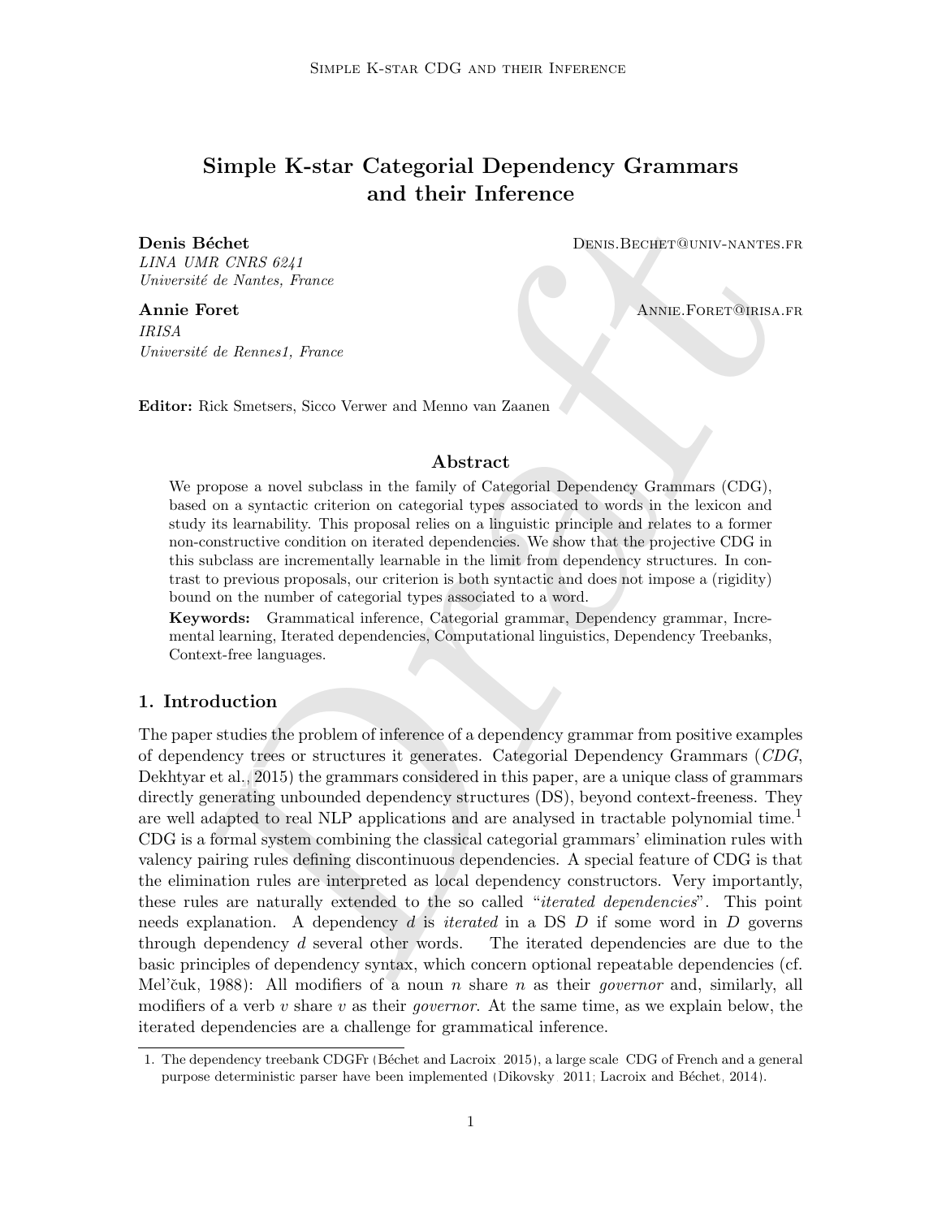# Simple K-star Categorial Dependency Grammars and their Inference

**Denis Béchet** Denis.Bechet@univ-nantes.fr
*LINA UMR CNRS 6241*
*Université de Nantes, France*

**Annie Foret** Annie.Foret@irisa.fr
*IRISA*
*Université de Rennes1, France*

**Editor:** Rick Smetsers, Sicco Verwer and Menno van Zaanen

## Abstract

We propose a novel subclass in the family of Categorial Dependency Grammars (CDG), based on a syntactic criterion on categorial types associated to words in the lexicon and study its learnability. This proposal relies on a linguistic principle and relates to a former non-constructive condition on iterated dependencies. We show that the projective CDG in this subclass are incrementally learnable in the limit from dependency structures. In contrast to previous proposals, our criterion is both syntactic and does not impose a (rigidity) bound on the number of categorial types associated to a word.

**Keywords:** Grammatical inference, Categorial grammar, Dependency grammar, Incremental learning, Iterated dependencies, Computational linguistics, Dependency Treebanks, Context-free languages.

## 1. Introduction

The paper studies the problem of inference of a dependency grammar from positive examples of dependency trees or structures it generates. Categorial Dependency Grammars (*CDG*, Dekhtyar et al., 2015) the grammars considered in this paper, are a unique class of grammars directly generating unbounded dependency structures (DS), beyond context-freeness. They are well adapted to real NLP applications and are analysed in tractable polynomial time.[1] CDG is a formal system combining the classical categorial grammars' elimination rules with valency pairing rules defining discontinuous dependencies. A special feature of CDG is that the elimination rules are interpreted as local dependency constructors. Very importantly, these rules are naturally extended to the so called "*iterated dependencies*". This point needs explanation. A dependency $d$ is *iterated* in a DS $D$ if some word in $D$ governs through dependency $d$ several other words. The iterated dependencies are due to the basic principles of dependency syntax, which concern optional repeatable dependencies (cf. Mel'čuk, 1988): All modifiers of a noun $n$ share $n$ as their *governor* and, similarly, all modifiers of a verb $v$ share $v$ as their *governor*. At the same time, as we explain below, the iterated dependencies are a challenge for grammatical inference.

1. The dependency treebank CDGFr (Béchet and Lacroix, 2015), a large scale CDG of French and a general purpose deterministic parser have been implemented (Dikovsky, 2011; Lacroix and Béchet, 2014).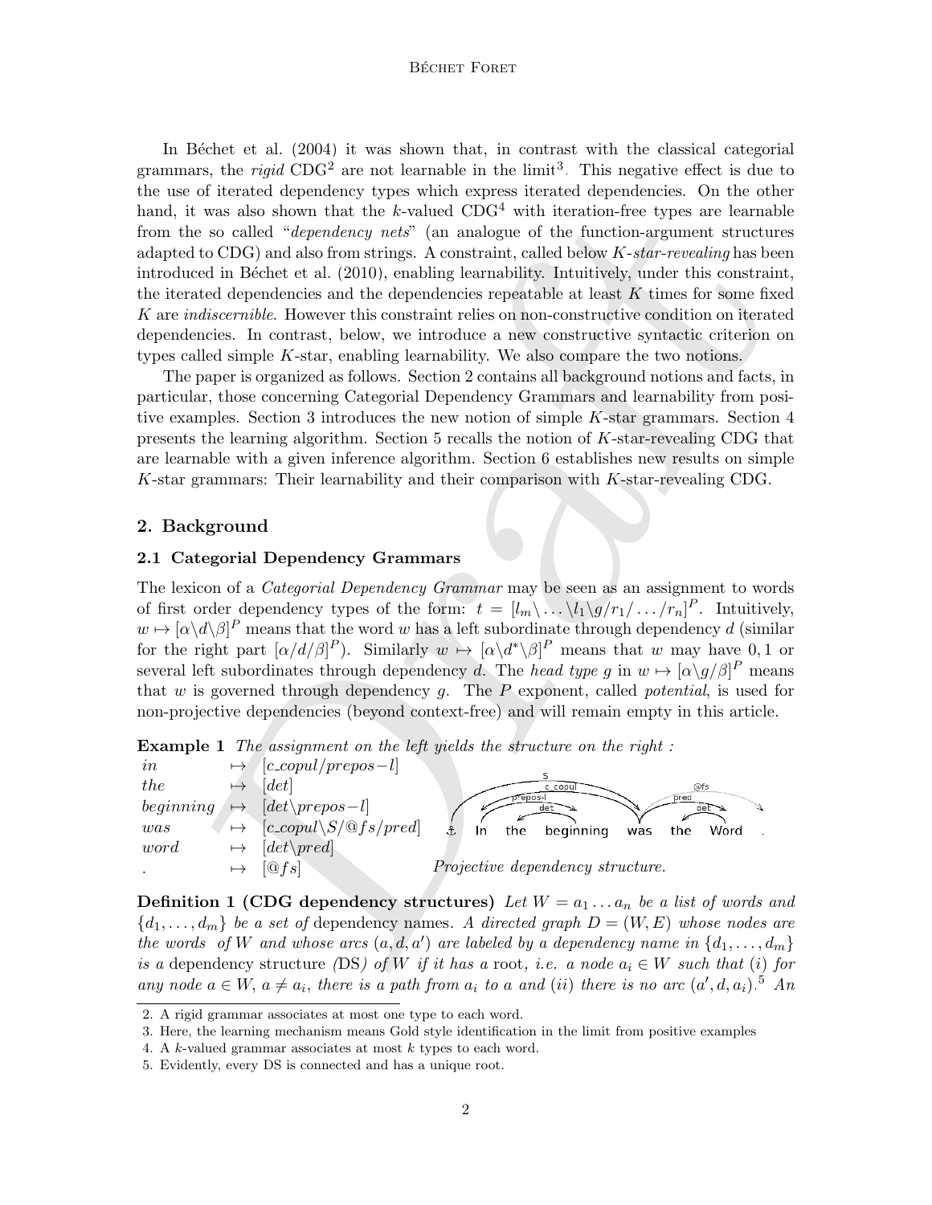In Béchet et al. (2004) it was shown that, in contrast with the classical categorial grammars, the *rigid* CDG[2] are not learnable in the limit[3]. This negative effect is due to the use of iterated dependency types which express iterated dependencies. On the other hand, it was also shown that the $k$-valued CDG[4] with iteration-free types are learnable from the so called "*dependency nets*" (an analogue of the function-argument structures adapted to CDG) and also from strings. A constraint, called below $K$-*star-revealing* has been introduced in Béchet et al. (2010), enabling learnability. Intuitively, under this constraint, the iterated dependencies and the dependencies repeatable at least $K$ times for some fixed $K$ are *indiscernible*. However this constraint relies on non-constructive condition on iterated dependencies. In contrast, below, we introduce a new constructive syntactic criterion on types called simple $K$-star, enabling learnability. We also compare the two notions.

The paper is organized as follows. Section 2 contains all background notions and facts, in particular, those concerning Categorial Dependency Grammars and learnability from positive examples. Section 3 introduces the new notion of simple $K$-star grammars. Section 4 presents the learning algorithm. Section 5 recalls the notion of $K$-star-revealing CDG that are learnable with a given inference algorithm. Section 6 establishes new results on simple $K$-star grammars: Their learnability and their comparison with $K$-star-revealing CDG.

## 2. Background

### 2.1 Categorial Dependency Grammars

The lexicon of a *Categorial Dependency Grammar* may be seen as an assignment to words of first order dependency types of the form: $t = [l_m\backslash \dots \backslash l_1\backslash g/r_1/\dots/r_n]^P$. Intuitively, $w \mapsto [\alpha\backslash d\backslash\beta]^P$ means that the word $w$ has a left subordinate through dependency $d$ (similar for the right part $[\alpha/d/\beta]^P$). Similarly $w \mapsto [\alpha\backslash d^*\backslash\beta]^P$ means that $w$ may have $0, 1$ or several left subordinates through dependency $d$. The *head type* $g$ in $w \mapsto [\alpha\backslash g/\beta]^P$ means that $w$ is governed through dependency $g$. The $P$ exponent, called *potential*, is used for non-projective dependencies (beyond context-free) and will remain empty in this article.

**Example 1** *The assignment on the left yields the structure on the right :*

| | | |
|---|---|---|
| *in* | $\mapsto$ | $[c\_copul/prepos{-}l]$ |
| *the* | $\mapsto$ | $[det]$ |
| *beginning* | $\mapsto$ | $[det\backslash prepos{-}l]$ |
| *was* | $\mapsto$ | $[c\_copul\backslash S/@fs/pred]$ |
| *word* | $\mapsto$ | $[det\backslash pred]$ |
| . | $\mapsto$ | $[@fs]$ |

*Projective dependency structure.*

**Definition 1 (CDG dependency structures)** *Let $W = a_1 \dots a_n$ be a list of words and $\{d_1, \dots, d_m\}$ be a set of* dependency names*. A directed graph $D = (W, E)$ whose nodes are the words of $W$ and whose arcs $(a, d, a')$ are labeled by a dependency name in $\{d_1, \dots, d_m\}$ is a* dependency structure *(DS) of $W$ if it has a* root*, i.e. a node $a_i \in W$ such that $(i)$ for any node $a \in W$, $a \neq a_i$, there is a path from $a_i$ to $a$ and $(ii)$ there is no arc $(a', d, a_i)$.*[5] *An*

2. A rigid grammar associates at most one type to each word.
3. Here, the learning mechanism means Gold style identification in the limit from positive examples
4. A $k$-valued grammar associates at most $k$ types to each word.
5. Evidently, every DS is connected and has a unique root.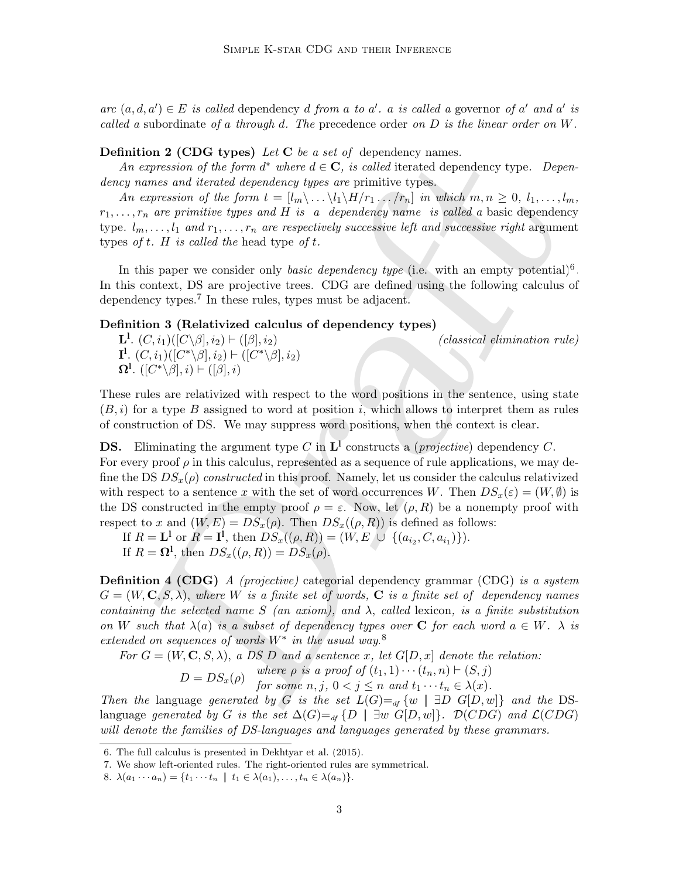*arc* $(a, d, a') \in E$ *is called* dependency $d$ *from* $a$ *to* $a'$. $a$ *is called a* governor *of* $a'$ *and* $a'$ *is called a* subordinate *of* $a$ *through* $d$. *The* precedence order *on* $D$ *is the linear order on* $W$.

**Definition 2 (CDG types)** *Let* $\mathbf{C}$ *be a set of* dependency names.

*An expression of the form* $d^*$ *where* $d \in \mathbf{C}$, *is called* iterated dependency type. *Dependency names and iterated dependency types are* primitive types.

*An expression of the form* $t = [l_m\backslash \ldots \backslash l_1 \backslash H/r_1 \ldots /r_n]$ *in which* $m, n \geq 0$, $l_1, \ldots, l_m$, $r_1, \ldots, r_n$ *are primitive types and* $H$ *is a dependency name is called a* basic dependency type. $l_m, \ldots, l_1$ *and* $r_1, \ldots, r_n$ *are respectively successive left and successive right* argument types *of* $t$. $H$ *is called the* head type *of* $t$.

In this paper we consider only *basic dependency type* (i.e. with an empty potential)[6]. In this context, DS are projective trees. CDG are defined using the following calculus of dependency types.[7] In these rules, types must be adjacent.

**Definition 3 (Relativized calculus of dependency types)**

$\mathbf{L^l}$. $(C, i_1)([C\backslash\beta], i_2) \vdash ([\beta], i_2)$ *(classical elimination rule)*

$\mathbf{I^l}$. $(C, i_1)([C^*\backslash\beta], i_2) \vdash ([C^*\backslash\beta], i_2)$

$\mathbf{\Omega^l}$. $([C^*\backslash\beta], i) \vdash ([\beta], i)$

These rules are relativized with respect to the word positions in the sentence, using state $(B, i)$ for a type $B$ assigned to word at position $i$, which allows to interpret them as rules of construction of DS. We may suppress word positions, when the context is clear.

**DS.** Eliminating the argument type $C$ in $\mathbf{L^l}$ constructs a (*projective*) dependency $C$. For every proof $\rho$ in this calculus, represented as a sequence of rule applications, we may define the DS $DS_x(\rho)$ *constructed* in this proof. Namely, let us consider the calculus relativized with respect to a sentence $x$ with the set of word occurrences $W$. Then $DS_x(\varepsilon) = (W, \emptyset)$ is the DS constructed in the empty proof $\rho = \varepsilon$. Now, let $(\rho, R)$ be a nonempty proof with respect to $x$ and $(W, E) = DS_x(\rho)$. Then $DS_x((\rho, R))$ is defined as follows:

If $R = \mathbf{L^l}$ or $R = \mathbf{I^l}$, then $DS_x((\rho, R)) = (W, E \cup \{(a_{i_2}, C, a_{i_1})\})$.

If $R = \mathbf{\Omega^l}$, then $DS_x((\rho, R)) = DS_x(\rho)$.

**Definition 4 (CDG)** *A (projective)* categorial dependency grammar (CDG) *is a system* $G = (W, \mathbf{C}, S, \lambda)$, *where* $W$ *is a finite set of words,* $\mathbf{C}$ *is a finite set of dependency names containing the selected name* $S$ *(an axiom), and* $\lambda$, *called* lexicon, *is a finite substitution on* $W$ *such that* $\lambda(a)$ *is a subset of dependency types over* $\mathbf{C}$ *for each word* $a \in W$. $\lambda$ *is extended on sequences of words* $W^*$ *in the usual way.*[8]

*For* $G = (W, \mathbf{C}, S, \lambda)$, *a DS* $D$ *and a sentence* $x$, *let* $G[D, x]$ *denote the relation:*

$$D = DS_x(\rho) \quad \begin{array}{l} \text{where } \rho \text{ is a proof of } (t_1, 1) \cdots (t_n, n) \vdash (S, j) \\ \text{for some } n, j,\ 0 < j \leq n \text{ and } t_1 \cdots t_n \in \lambda(x). \end{array}$$

*Then the* language *generated by* $G$ *is the set* $L(G) =_{df} \{w \mid \exists D\ G[D, w]\}$ *and the* DS-language *generated by* $G$ *is the set* $\Delta(G) =_{df} \{D \mid \exists w\ G[D, w]\}$. $\mathcal{D}(CDG)$ *and* $\mathcal{L}(CDG)$ *will denote the families of DS-languages and languages generated by these grammars.*

---

6. The full calculus is presented in Dekhtyar et al. (2015).
7. We show left-oriented rules. The right-oriented rules are symmetrical.
8. $\lambda(a_1 \cdots a_n) = \{t_1 \cdots t_n \mid t_1 \in \lambda(a_1), \ldots, t_n \in \lambda(a_n)\}$.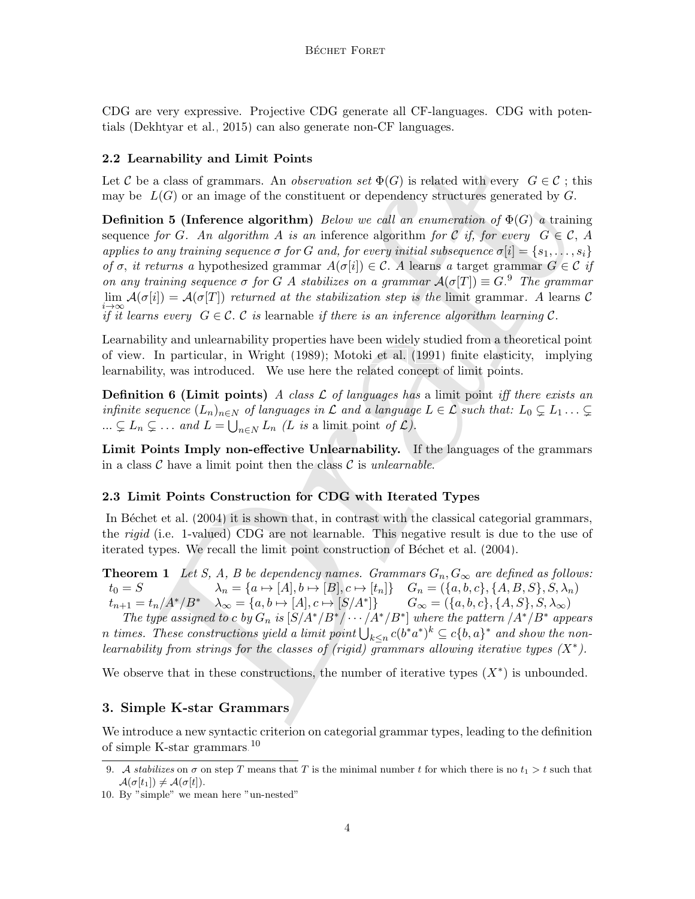CDG are very expressive. Projective CDG generate all CF-languages. CDG with potentials (Dekhtyar et al., 2015) can also generate non-CF languages.

### 2.2 Learnability and Limit Points

Let $\mathcal{C}$ be a class of grammars. An *observation set* $\Phi(G)$ is related with every $G \in \mathcal{C}$ ; this may be $L(G)$ or an image of the constituent or dependency structures generated by $G$.

**Definition 5 (Inference algorithm)** *Below we call an enumeration of $\Phi(G)$ a* training sequence *for $G$. An algorithm $A$ is an* inference algorithm *for $\mathcal{C}$ if, for every $G \in \mathcal{C}$, $A$ applies to any training sequence $\sigma$ for $G$ and, for every initial subsequence $\sigma[i] = \{s_1, \ldots, s_i\}$ of $\sigma$, it returns a* hypothesized grammar *$A(\sigma[i]) \in \mathcal{C}$. $A$ learns a target grammar $G \in \mathcal{C}$ if on any training sequence $\sigma$ for $G$ $A$ stabilizes on a grammar $\mathcal{A}(\sigma[T]) \equiv G$.*[9] *The grammar $\lim_{i\to\infty} \mathcal{A}(\sigma[i]) = \mathcal{A}(\sigma[T])$ returned at the stabilization step is the* limit grammar*. $A$ learns $\mathcal{C}$ if it learns every $G \in \mathcal{C}$. $\mathcal{C}$ is* learnable *if there is an inference algorithm learning $\mathcal{C}$.*

Learnability and unlearnability properties have been widely studied from a theoretical point of view. In particular, in Wright (1989); Motoki et al. (1991) finite elasticity, implying learnability, was introduced. We use here the related concept of limit points.

**Definition 6 (Limit points)** *A class $\mathcal{L}$ of languages has* a limit point *iff there exists an infinite sequence $(L_n)_{n\in N}$ of languages in $\mathcal{L}$ and a language $L \in \mathcal{L}$ such that: $L_0 \subsetneq L_1 \ldots \subsetneq \ldots \subsetneq L_n \subsetneq \ldots$ and $L = \bigcup_{n\in N} L_n$ ($L$ is* a limit point *of $\mathcal{L}$).*

**Limit Points Imply non-effective Unlearnability.** If the languages of the grammars in a class $\mathcal{C}$ have a limit point then the class $\mathcal{C}$ is *unlearnable*.

### 2.3 Limit Points Construction for CDG with Iterated Types

In Béchet et al. (2004) it is shown that, in contrast with the classical categorial grammars, the *rigid* (i.e. 1-valued) CDG are not learnable. This negative result is due to the use of iterated types. We recall the limit point construction of Béchet et al. (2004).

**Theorem 1** *Let S, A, B be dependency names. Grammars $G_n, G_\infty$ are defined as follows:*

$$
\begin{array}{lll}
t_0 = S & \lambda_n = \{a \mapsto [A], b \mapsto [B], c \mapsto [t_n]\} & G_n = (\{a,b,c\}, \{A,B,S\}, S, \lambda_n) \\
t_{n+1} = t_n/A^*/B^* & \lambda_\infty = \{a, b \mapsto [A], c \mapsto [S/A^*]\} & G_\infty = (\{a,b,c\}, \{A,S\}, S, \lambda_\infty)
\end{array}
$$

*The type assigned to c by $G_n$ is $[S/A^*/B^*/\cdots/A^*/B^*]$ where the pattern $/A^*/B^*$ appears n times. These constructions yield a limit point $\bigcup_{k\le n} c(b^*a^*)^k \subseteq c\{b,a\}^*$ and show the non-learnability from strings for the classes of (rigid) grammars allowing iterative types ($X^*$).*

We observe that in these constructions, the number of iterative types ($X^*$) is unbounded.

## 3. Simple K-star Grammars

We introduce a new syntactic criterion on categorial grammar types, leading to the definition of simple K-star grammars.[10]

---

9. $\mathcal{A}$ *stabilizes* on $\sigma$ on step $T$ means that $T$ is the minimal number $t$ for which there is no $t_1 > t$ such that $\mathcal{A}(\sigma[t_1]) \neq \mathcal{A}(\sigma[t])$.

10. By "simple" we mean here "un-nested"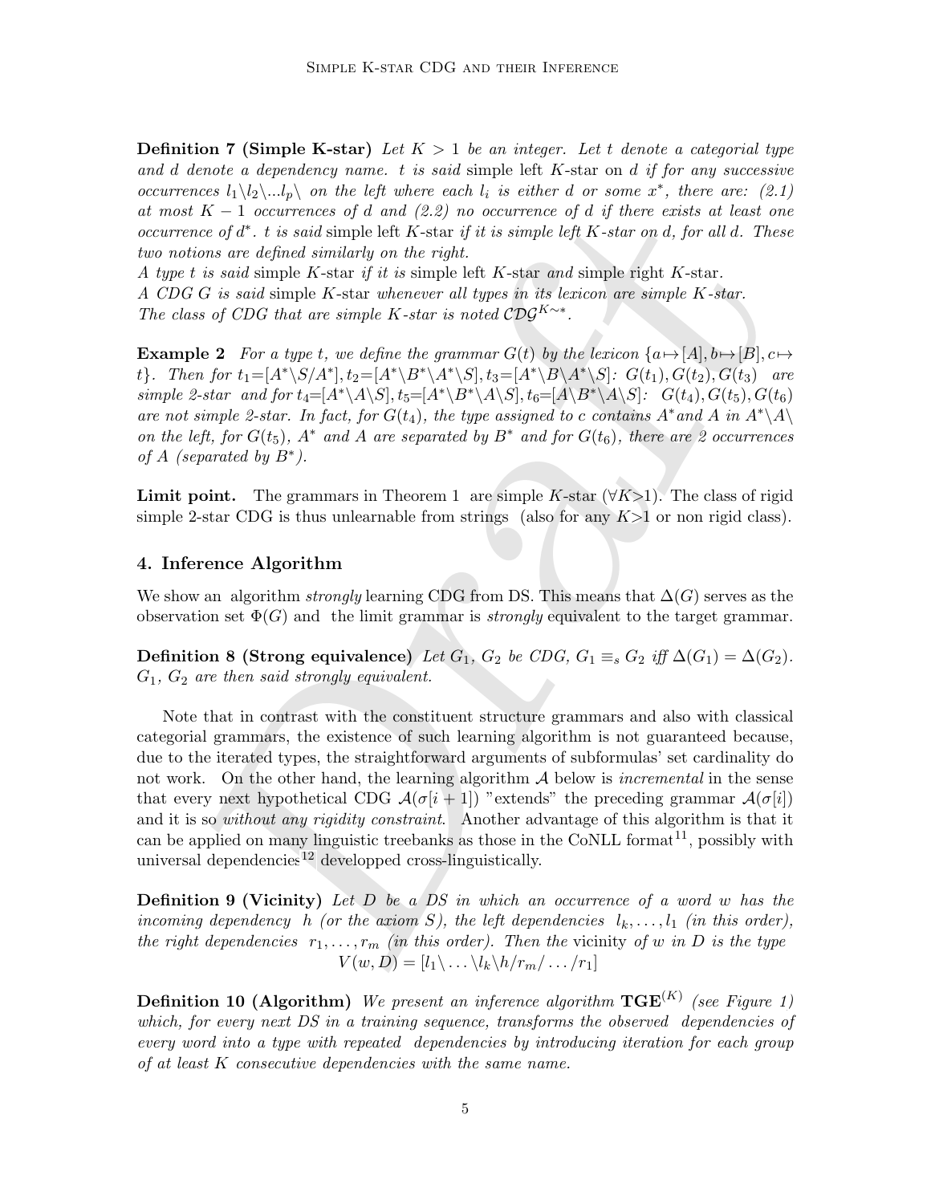**Definition 7 (Simple K-star)** *Let $K > 1$ be an integer. Let $t$ denote a categorial type and $d$ denote a dependency name. $t$ is said* simple left $K$-star on $d$ *if for any successive occurrences $l_1\backslash l_2\backslash ...l_p\backslash$ on the left where each $l_i$ is either $d$ or some $x^*$, there are: (2.1) at most $K-1$ occurrences of $d$ and (2.2) no occurrence of $d$ if there exists at least one occurrence of $d^*$. $t$ is said* simple left $K$-star *if it is simple left $K$-star on $d$, for all $d$. These two notions are defined similarly on the right.*

*A type $t$ is said* simple $K$-star *if it is* simple left $K$-star *and* simple right $K$-star.

*A CDG $G$ is said* simple $K$-star *whenever all types in its lexicon are simple $K$-star.*

*The class of CDG that are simple $K$-star is noted $\mathcal{CDG}^{K\sim *}$.*

**Example 2** *For a type $t$, we define the grammar $G(t)$ by the lexicon $\{a\mapsto[A], b\mapsto[B], c\mapsto t\}$. Then for $t_1=[A^*\backslash S/A^*], t_2=[A^*\backslash B^*\backslash A^*\backslash S], t_3=[A^*\backslash B\backslash A^*\backslash S]$: $G(t_1), G(t_2), G(t_3)$ are simple 2-star and for $t_4=[A^*\backslash A\backslash S], t_5=[A^*\backslash B^*\backslash A\backslash S], t_6=[A\backslash B^*\backslash A\backslash S]$: $G(t_4), G(t_5), G(t_6)$ are not simple 2-star. In fact, for $G(t_4)$, the type assigned to $c$ contains $A^*$ and $A$ in $A^*\backslash A\backslash$ on the left, for $G(t_5)$, $A^*$ and $A$ are separated by $B^*$ and for $G(t_6)$, there are 2 occurrences of $A$ (separated by $B^*$).*

**Limit point.** The grammars in Theorem 1 are simple $K$-star ($\forall K>1$). The class of rigid simple 2-star CDG is thus unlearnable from strings (also for any $K>1$ or non rigid class).

## 4. Inference Algorithm

We show an algorithm *strongly* learning CDG from DS. This means that $\Delta(G)$ serves as the observation set $\Phi(G)$ and the limit grammar is *strongly* equivalent to the target grammar.

**Definition 8 (Strong equivalence)** *Let $G_1$, $G_2$ be CDG, $G_1 \equiv_s G_2$ iff $\Delta(G_1) = \Delta(G_2)$. $G_1$, $G_2$ are then said strongly equivalent.*

Note that in contrast with the constituent structure grammars and also with classical categorial grammars, the existence of such learning algorithm is not guaranteed because, due to the iterated types, the straightforward arguments of subformulas' set cardinality do not work. On the other hand, the learning algorithm $\mathcal{A}$ below is *incremental* in the sense that every next hypothetical CDG $\mathcal{A}(\sigma[i+1])$ "extends" the preceding grammar $\mathcal{A}(\sigma[i])$ and it is so *without any rigidity constraint*. Another advantage of this algorithm is that it can be applied on many linguistic treebanks as those in the CoNLL format[11], possibly with universal dependencies[12] developped cross-linguistically.

**Definition 9 (Vicinity)** *Let $D$ be a DS in which an occurrence of a word $w$ has the incoming dependency $h$ (or the axiom $S$), the left dependencies $l_k,\dots,l_1$ (in this order), the right dependencies $r_1,\dots,r_m$ (in this order). Then the* vicinity *of $w$ in $D$ is the type*

$$V(w,D) = [l_1\backslash \dots \backslash l_k\backslash h/r_m/\dots/r_1]$$

**Definition 10 (Algorithm)** *We present an inference algorithm $\mathbf{TGE}^{(K)}$ (see Figure 1) which, for every next DS in a training sequence, transforms the observed dependencies of every word into a type with repeated dependencies by introducing iteration for each group of at least $K$ consecutive dependencies with the same name.*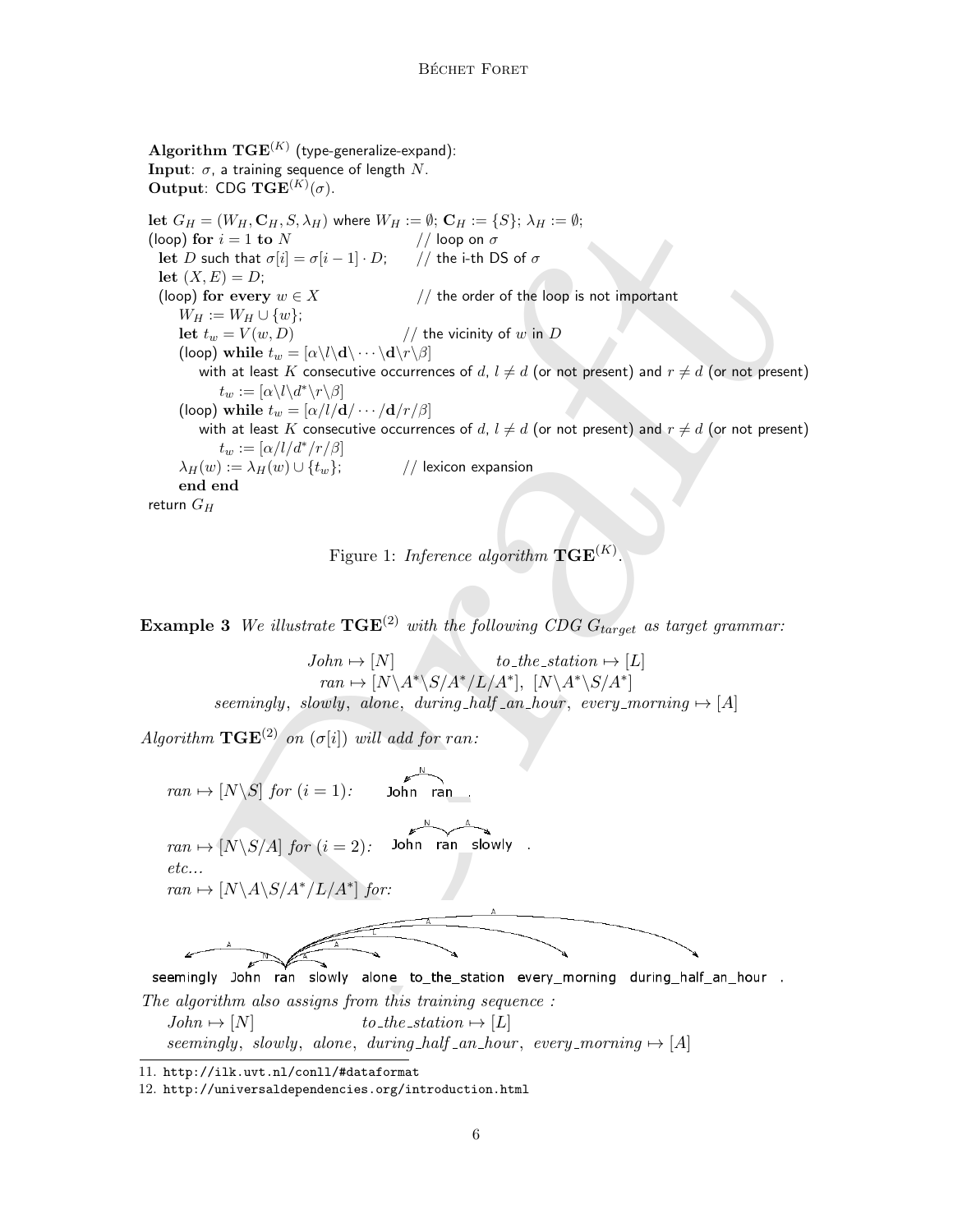**Algorithm** $\mathbf{TGE}^{(K)}$ (type-generalize-expand):
**Input**: $\sigma$, a training sequence of length $N$.
**Output**: CDG $\mathbf{TGE}^{(K)}(\sigma)$.

```
let G_H = (W_H, C_H, S, λ_H) where W_H := ∅; C_H := {S}; λ_H := ∅;
(loop) for i = 1 to N                         // loop on σ
  let D such that σ[i] = σ[i−1]·D;            // the i-th DS of σ
  let (X, E) = D;
  (loop) for every w ∈ X                      // the order of the loop is not important
     W_H := W_H ∪ {w};
     let t_w = V(w, D)                        // the vicinity of w in D
     (loop) while t_w = [α\l\d\···\d\r\β]
        with at least K consecutive occurrences of d, l ≠ d (or not present) and r ≠ d (or not present)
          t_w := [α\l\d*\r\β]
     (loop) while t_w = [α/l/d/···/d/r/β]
        with at least K consecutive occurrences of d, l ≠ d (or not present) and r ≠ d (or not present)
          t_w := [α/l/d*/r/β]
     λ_H(w) := λ_H(w) ∪ {t_w};                // lexicon expansion
     end end
return G_H
```

Figure 1: *Inference algorithm* $\mathbf{TGE}^{(K)}$.

**Example 3** *We illustrate* $\mathbf{TGE}^{(2)}$ *with the following CDG* $G_{target}$ *as target grammar:*

$$John \mapsto [N] \qquad to\_the\_station \mapsto [L]$$
$$ran \mapsto [N\backslash A^*\backslash S/A^*/L/A^*],\ [N\backslash A^*\backslash S/A^*]$$
$$seemingly,\ slowly,\ alone,\ during\_half\_an\_hour,\ every\_morning \mapsto [A]$$

*Algorithm* $\mathbf{TGE}^{(2)}$ *on* $(\sigma[i])$ *will add for ran:*

$ran \mapsto [N\backslash S]$ *for* $(i = 1)$: John ran .

$ran \mapsto [N\backslash S/A]$ *for* $(i = 2)$: John ran slowly .

*etc...*

$ran \mapsto [N\backslash A\backslash S/A^*/L/A^*]$ *for:*

seemingly John ran slowly alone to_the_station every_morning during_half_an_hour .

*The algorithm also assigns from this training sequence :*

$John \mapsto [N]$ $\qquad$ $to\_the\_station \mapsto [L]$

$seemingly,\ slowly,\ alone,\ during\_half\_an\_hour,\ every\_morning \mapsto [A]$

---

11. http://ilk.uvt.nl/conll/#dataformat
12. http://universaldependencies.org/introduction.html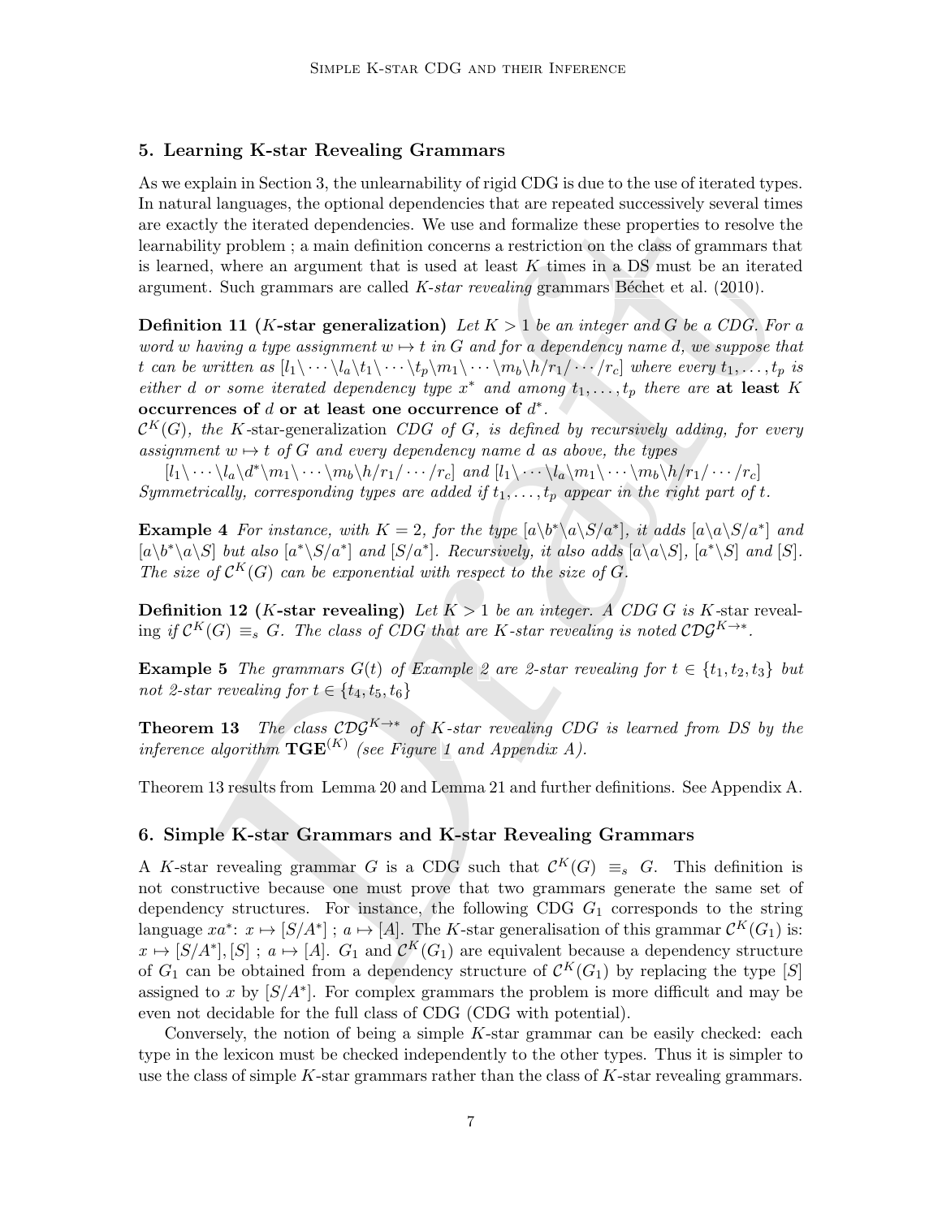## 5. Learning K-star Revealing Grammars

As we explain in Section 3, the unlearnability of rigid CDG is due to the use of iterated types. In natural languages, the optional dependencies that are repeated successively several times are exactly the iterated dependencies. We use and formalize these properties to resolve the learnability problem ; a main definition concerns a restriction on the class of grammars that is learned, where an argument that is used at least $K$ times in a DS must be an iterated argument. Such grammars are called *K-star revealing* grammars Béchet et al. (2010).

**Definition 11 ($K$-star generalization)** *Let $K > 1$ be an integer and $G$ be a CDG. For a word $w$ having a type assignment $w \mapsto t$ in $G$ and for a dependency name $d$, we suppose that $t$ can be written as $[l_1\backslash \cdots \backslash l_a \backslash t_1 \backslash \cdots \backslash t_p \backslash m_1 \backslash \cdots \backslash m_b \backslash h / r_1 / \cdots / r_c]$ where every $t_1, \ldots, t_p$ is either $d$ or some iterated dependency type $x^*$ and among $t_1, \ldots, t_p$ there are* **at least $K$ occurrences of $d$ or at least one occurrence of $d^*$**.

*$\mathcal{C}^K(G)$, the $K$-star-generalization CDG of $G$, is defined by recursively adding, for every assignment $w \mapsto t$ of $G$ and every dependency name $d$ as above, the types*

$[l_1\backslash \cdots \backslash l_a \backslash d^* \backslash m_1 \backslash \cdots \backslash m_b \backslash h / r_1 / \cdots / r_c]$ *and* $[l_1\backslash \cdots \backslash l_a \backslash m_1 \backslash \cdots \backslash m_b \backslash h / r_1 / \cdots / r_c]$

*Symmetrically, corresponding types are added if $t_1, \ldots, t_p$ appear in the right part of $t$.*

**Example 4** *For instance, with $K = 2$, for the type $[a\backslash b^* \backslash a \backslash S / a^*]$, it adds $[a\backslash a \backslash S / a^*]$ and $[a\backslash b^* \backslash a \backslash S]$ but also $[a^* \backslash S / a^*]$ and $[S / a^*]$. Recursively, it also adds $[a\backslash a \backslash S]$, $[a^* \backslash S]$ and $[S]$. The size of $\mathcal{C}^K(G)$ can be exponential with respect to the size of $G$.*

**Definition 12 ($K$-star revealing)** *Let $K > 1$ be an integer. A CDG $G$ is $K$-star revealing if $\mathcal{C}^K(G) \equiv_s G$. The class of CDG that are $K$-star revealing is noted $\mathcal{CDG}^{K \to *}$.*

**Example 5** *The grammars $G(t)$ of Example 2 are 2-star revealing for $t \in \{t_1, t_2, t_3\}$ but not 2-star revealing for $t \in \{t_4, t_5, t_6\}$*

**Theorem 13** *The class $\mathcal{CDG}^{K \to *}$ of $K$-star revealing CDG is learned from DS by the inference algorithm $\mathbf{TGE}^{(K)}$ (see Figure 1 and Appendix A).*

Theorem 13 results from Lemma 20 and Lemma 21 and further definitions. See Appendix A.

## 6. Simple K-star Grammars and K-star Revealing Grammars

A $K$-star revealing grammar $G$ is a CDG such that $\mathcal{C}^K(G) \equiv_s G$. This definition is not constructive because one must prove that two grammars generate the same set of dependency structures. For instance, the following CDG $G_1$ corresponds to the string language $xa^*$: $x \mapsto [S/A^*]$ ; $a \mapsto [A]$. The $K$-star generalisation of this grammar $\mathcal{C}^K(G_1)$ is: $x \mapsto [S/A^*], [S]$ ; $a \mapsto [A]$. $G_1$ and $\mathcal{C}^K(G_1)$ are equivalent because a dependency structure of $G_1$ can be obtained from a dependency structure of $\mathcal{C}^K(G_1)$ by replacing the type $[S]$ assigned to $x$ by $[S/A^*]$. For complex grammars the problem is more difficult and may be even not decidable for the full class of CDG (CDG with potential).

Conversely, the notion of being a simple $K$-star grammar can be easily checked: each type in the lexicon must be checked independently to the other types. Thus it is simpler to use the class of simple $K$-star grammars rather than the class of $K$-star revealing grammars.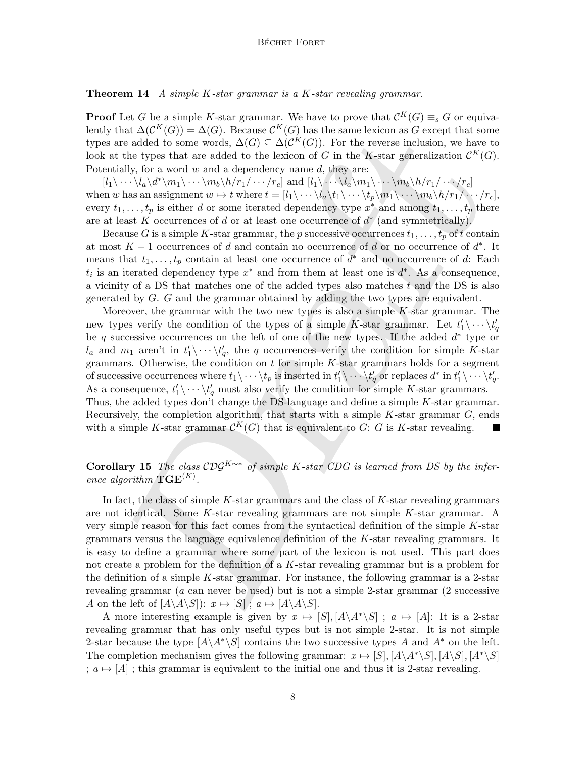**Theorem 14** *A simple K-star grammar is a K-star revealing grammar.*

**Proof** Let $G$ be a simple $K$-star grammar. We have to prove that $\mathcal{C}^K(G) \equiv_s G$ or equivalently that $\Delta(\mathcal{C}^K(G)) = \Delta(G)$. Because $\mathcal{C}^K(G)$ has the same lexicon as $G$ except that some types are added to some words, $\Delta(G) \subseteq \Delta(\mathcal{C}^K(G))$. For the reverse inclusion, we have to look at the types that are added to the lexicon of $G$ in the $K$-star generalization $\mathcal{C}^K(G)$. Potentially, for a word $w$ and a dependency name $d$, they are:

$[l_1\backslash \cdots \backslash l_a \backslash d^* \backslash m_1 \backslash \cdots \backslash m_b \backslash h / r_1 / \cdots / r_c]$ and $[l_1\backslash \cdots \backslash l_a \backslash m_1 \backslash \cdots \backslash m_b \backslash h / r_1 / \cdots / r_c]$ when $w$ has an assignment $w \mapsto t$ where $t = [l_1\backslash \cdots \backslash l_a \backslash t_1 \backslash \cdots \backslash t_p \backslash m_1 \backslash \cdots \backslash m_b \backslash h / r_1 / \cdots / r_c]$, every $t_1, \ldots, t_p$ is either $d$ or some iterated dependency type $x^*$ and among $t_1, \ldots, t_p$ there are at least $K$ occurrences of $d$ or at least one occurrence of $d^*$ (and symmetrically).

Because $G$ is a simple $K$-star grammar, the $p$ successive occurrences $t_1, \ldots, t_p$ of $t$ contain at most $K-1$ occurrences of $d$ and contain no occurrence of $d$ or no occurrence of $d^*$. It means that $t_1, \ldots, t_p$ contain at least one occurrence of $d^*$ and no occurrence of $d$: Each $t_i$ is an iterated dependency type $x^*$ and from them at least one is $d^*$. As a consequence, a vicinity of a DS that matches one of the added types also matches $t$ and the DS is also generated by $G$. $G$ and the grammar obtained by adding the two types are equivalent.

Moreover, the grammar with the two new types is also a simple $K$-star grammar. The new types verify the condition of the types of a simple $K$-star grammar. Let $t'_1 \backslash \cdots \backslash t'_q$ be $q$ successive occurrences on the left of one of the new types. If the added $d^*$ type or $l_a$ and $m_1$ aren't in $t'_1 \backslash \cdots \backslash t'_q$, the $q$ occurrences verify the condition for simple $K$-star grammars. Otherwise, the condition on $t$ for simple $K$-star grammars holds for a segment of successive occurrences where $t_1 \backslash \cdots \backslash t_p$ is inserted in $t'_1 \backslash \cdots \backslash t'_q$ or replaces $d^*$ in $t'_1 \backslash \cdots \backslash t'_q$. As a consequence, $t'_1 \backslash \cdots \backslash t'_q$ must also verify the condition for simple $K$-star grammars.
Thus, the added types don't change the DS-language and define a simple $K$-star grammar. Recursively, the completion algorithm, that starts with a simple $K$-star grammar $G$, ends with a simple $K$-star grammar $\mathcal{C}^K(G)$ that is equivalent to $G$: $G$ is $K$-star revealing. ∎

**Corollary 15** *The class $\mathcal{CDG}^{K\sim *}$ of simple K-star CDG is learned from DS by the inference algorithm* $\mathbf{TGE}^{(K)}$.

In fact, the class of simple $K$-star grammars and the class of $K$-star revealing grammars are not identical. Some $K$-star revealing grammars are not simple $K$-star grammar. A very simple reason for this fact comes from the syntactical definition of the simple $K$-star grammars versus the language equivalence definition of the $K$-star revealing grammars. It is easy to define a grammar where some part of the lexicon is not used. This part does not create a problem for the definition of a $K$-star revealing grammar but is a problem for the definition of a simple $K$-star grammar. For instance, the following grammar is a 2-star revealing grammar ($a$ can never be used) but is not a simple 2-star grammar (2 successive $A$ on the left of $[A\backslash A\backslash S]$): $x \mapsto [S]$ ; $a \mapsto [A\backslash A\backslash S]$.

A more interesting example is given by $x \mapsto [S], [A\backslash A^*\backslash S]$ ; $a \mapsto [A]$: It is a 2-star revealing grammar that has only useful types but is not simple 2-star. It is not simple 2-star because the type $[A\backslash A^*\backslash S]$ contains the two successive types $A$ and $A^*$ on the left. The completion mechanism gives the following grammar: $x \mapsto [S], [A\backslash A^*\backslash S], [A\backslash S], [A^*\backslash S]$ ; $a \mapsto [A]$ ; this grammar is equivalent to the initial one and thus it is 2-star revealing.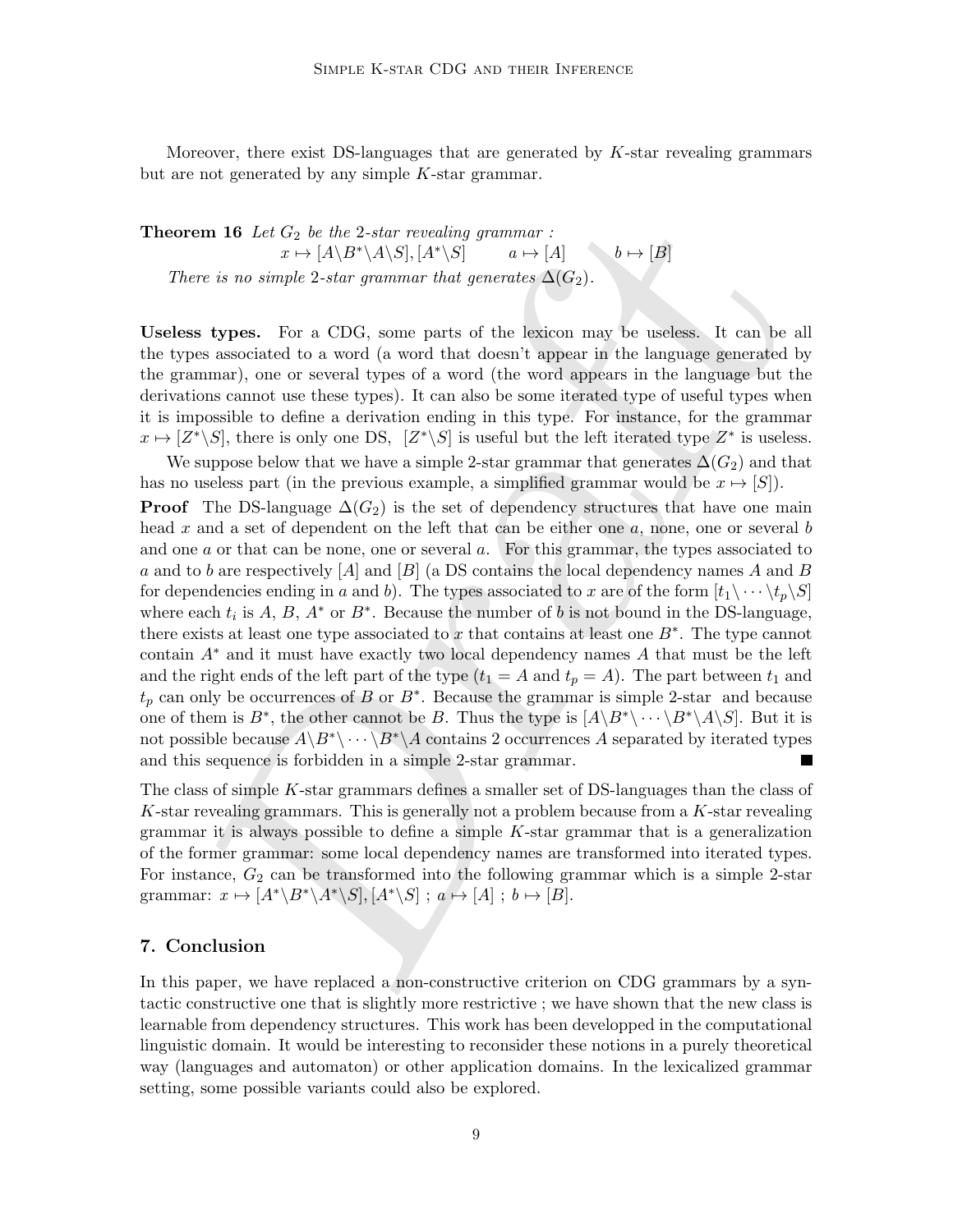Moreover, there exist DS-languages that are generated by $K$-star revealing grammars but are not generated by any simple $K$-star grammar.

**Theorem 16** *Let $G_2$ be the 2-star revealing grammar :*

$$x \mapsto [A\backslash B^*\backslash A\backslash S], [A^*\backslash S] \qquad a \mapsto [A] \qquad b \mapsto [B]$$

*There is no simple 2-star grammar that generates $\Delta(G_2)$.*

**Useless types.** For a CDG, some parts of the lexicon may be useless. It can be all the types associated to a word (a word that doesn't appear in the language generated by the grammar), one or several types of a word (the word appears in the language but the derivations cannot use these types). It can also be some iterated type of useful types when it is impossible to define a derivation ending in this type. For instance, for the grammar $x \mapsto [Z^*\backslash S]$, there is only one DS, $[Z^*\backslash S]$ is useful but the left iterated type $Z^*$ is useless.

We suppose below that we have a simple 2-star grammar that generates $\Delta(G_2)$ and that has no useless part (in the previous example, a simplified grammar would be $x \mapsto [S]$).

**Proof** The DS-language $\Delta(G_2)$ is the set of dependency structures that have one main head $x$ and a set of dependent on the left that can be either one $a$, none, one or several $b$ and one $a$ or that can be none, one or several $a$. For this grammar, the types associated to $a$ and to $b$ are respectively $[A]$ and $[B]$ (a DS contains the local dependency names $A$ and $B$ for dependencies ending in $a$ and $b$). The types associated to $x$ are of the form $[t_1\backslash \cdots \backslash t_p\backslash S]$ where each $t_i$ is $A$, $B$, $A^*$ or $B^*$. Because the number of $b$ is not bound in the DS-language, there exists at least one type associated to $x$ that contains at least one $B^*$. The type cannot contain $A^*$ and it must have exactly two local dependency names $A$ that must be the left and the right ends of the left part of the type ($t_1 = A$ and $t_p = A$). The part between $t_1$ and $t_p$ can only be occurrences of $B$ or $B^*$. Because the grammar is simple 2-star and because one of them is $B^*$, the other cannot be $B$. Thus the type is $[A\backslash B^*\backslash \cdots \backslash B^*\backslash A\backslash S]$. But it is not possible because $A\backslash B^*\backslash \cdots \backslash B^*\backslash A$ contains 2 occurrences $A$ separated by iterated types and this sequence is forbidden in a simple 2-star grammar. ∎

The class of simple $K$-star grammars defines a smaller set of DS-languages than the class of $K$-star revealing grammars. This is generally not a problem because from a $K$-star revealing grammar it is always possible to define a simple $K$-star grammar that is a generalization of the former grammar: some local dependency names are transformed into iterated types. For instance, $G_2$ can be transformed into the following grammar which is a simple 2-star grammar: $x \mapsto [A^*\backslash B^*\backslash A^*\backslash S], [A^*\backslash S]$ ; $a \mapsto [A]$ ; $b \mapsto [B]$.

## 7. Conclusion

In this paper, we have replaced a non-constructive criterion on CDG grammars by a syntactic constructive one that is slightly more restrictive ; we have shown that the new class is learnable from dependency structures. This work has been developped in the computational linguistic domain. It would be interesting to reconsider these notions in a purely theoretical way (languages and automaton) or other application domains. In the lexicalized grammar setting, some possible variants could also be explored.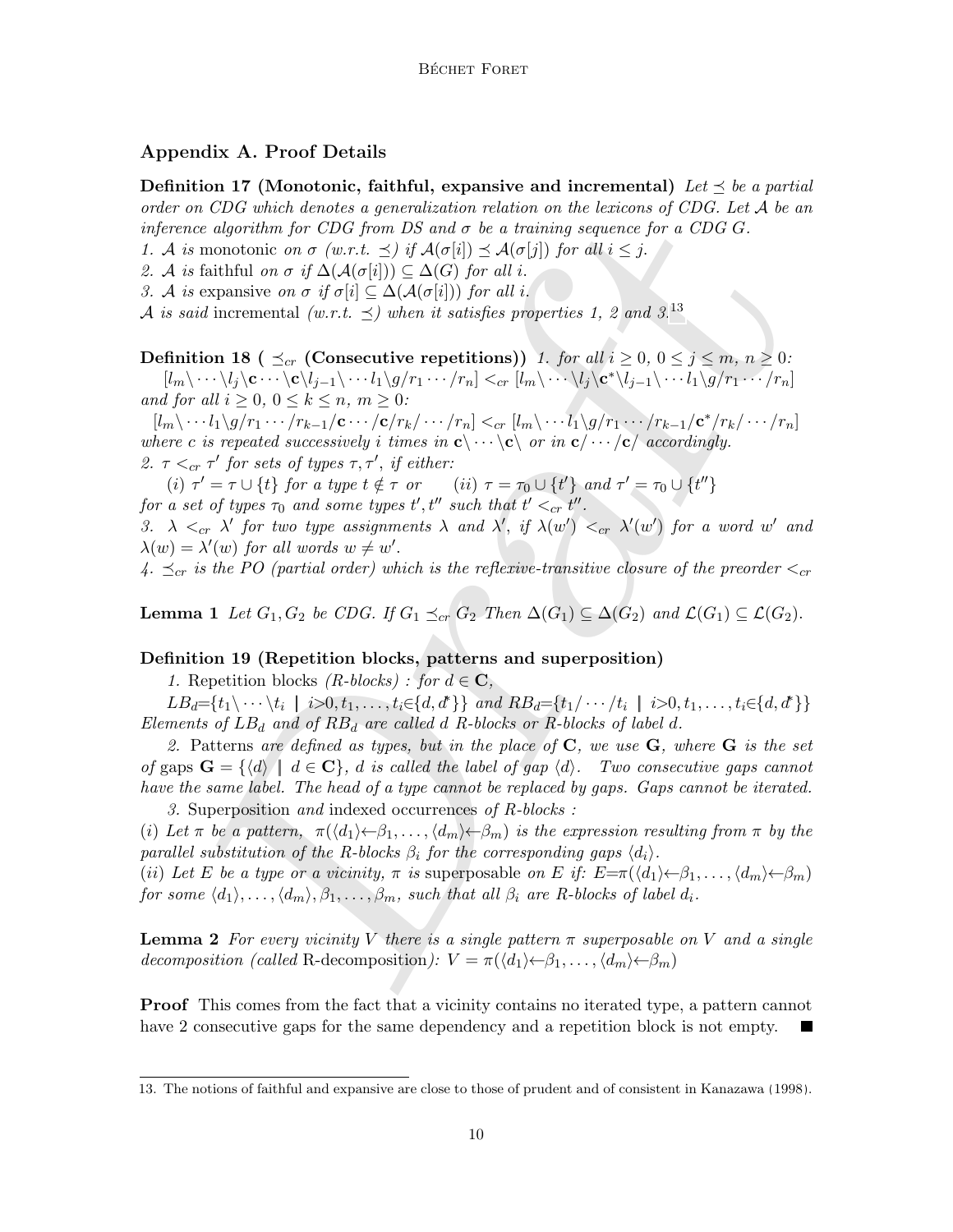## Appendix A. Proof Details

**Definition 17 (Monotonic, faithful, expansive and incremental)** *Let $\preceq$ be a partial order on CDG which denotes a generalization relation on the lexicons of CDG. Let $\mathcal{A}$ be an inference algorithm for CDG from DS and $\sigma$ be a training sequence for a CDG $G$.*
*1. $\mathcal{A}$ is* monotonic *on $\sigma$ (w.r.t. $\preceq$) if $\mathcal{A}(\sigma[i]) \preceq \mathcal{A}(\sigma[j])$ for all $i \leq j$.*
*2. $\mathcal{A}$ is* faithful *on $\sigma$ if $\Delta(\mathcal{A}(\sigma[i])) \subseteq \Delta(G)$ for all $i$.*
*3. $\mathcal{A}$ is* expansive *on $\sigma$ if $\sigma[i] \subseteq \Delta(\mathcal{A}(\sigma[i]))$ for all $i$.*
*$\mathcal{A}$ is said* incremental *(w.r.t. $\preceq$) when it satisfies properties 1, 2 and 3.*[13]

**Definition 18 ( $\preceq_{cr}$ (Consecutive repetitions))** *1. for all $i \geq 0$, $0 \leq j \leq m$, $n \geq 0$:*
$[l_m\backslash \cdots \backslash l_j \backslash \mathbf{c} \cdots \backslash \mathbf{c} \backslash l_{j-1} \backslash \cdots l_1 \backslash g / r_1 \cdots / r_n] <_{cr} [l_m \backslash \cdots \backslash l_j \backslash \mathbf{c}^* \backslash l_{j-1} \backslash \cdots l_1 \backslash g / r_1 \cdots / r_n]$
*and for all $i \geq 0$, $0 \leq k \leq n$, $m \geq 0$:*
$[l_m \backslash \cdots l_1 \backslash g / r_1 \cdots / r_{k-1} / \mathbf{c} \cdots / \mathbf{c} / r_k / \cdots / r_n] <_{cr} [l_m \backslash \cdots l_1 \backslash g / r_1 \cdots / r_{k-1} / \mathbf{c}^* / r_k / \cdots / r_n]$
*where $c$ is repeated successively $i$ times in $\mathbf{c}\backslash \cdots \backslash \mathbf{c} \backslash$ or in $\mathbf{c}/ \cdots / \mathbf{c}/$ accordingly.*
*2. $\tau <_{cr} \tau'$ for sets of types $\tau, \tau'$, if either:*
*(i) $\tau' = \tau \cup \{t\}$ for a type $t \notin \tau$ or (ii) $\tau = \tau_0 \cup \{t'\}$ and $\tau' = \tau_0 \cup \{t''\}$ for a set of types $\tau_0$ and some types $t', t''$ such that $t' <_{cr} t''$.*
*3. $\lambda <_{cr} \lambda'$ for two type assignments $\lambda$ and $\lambda'$, if $\lambda(w') <_{cr} \lambda'(w')$ for a word $w'$ and $\lambda(w) = \lambda'(w)$ for all words $w \neq w'$.*
*4. $\preceq_{cr}$ is the PO (partial order) which is the reflexive-transitive closure of the preorder $<_{cr}$*

**Lemma 1** *Let $G_1, G_2$ be CDG. If $G_1 \preceq_{cr} G_2$ Then $\Delta(G_1) \subseteq \Delta(G_2)$ and $\mathcal{L}(G_1) \subseteq \mathcal{L}(G_2)$.*

**Definition 19 (Repetition blocks, patterns and superposition)**
*1.* Repetition blocks *(R-blocks) : for $d \in \mathbf{C}$,*
$LB_d = \{t_1 \backslash \cdots \backslash t_i \mid i>0, t_1, \ldots, t_i \in \{d, d^*\}\}$ *and* $RB_d = \{t_1 / \cdots / t_i \mid i>0, t_1, \ldots, t_i \in \{d, d^*\}\}$
*Elements of $LB_d$ and of $RB_d$ are called $d$ R-blocks or R-blocks of label $d$.*
*2.* Patterns *are defined as types, but in the place of $\mathbf{C}$, we use $\mathbf{G}$, where $\mathbf{G}$ is the set of* gaps *$\mathbf{G} = \{\langle d \rangle \mid d \in \mathbf{C}\}$, $d$ is called the label of gap $\langle d \rangle$. Two consecutive gaps cannot have the same label. The head of a type cannot be replaced by gaps. Gaps cannot be iterated.*
*3.* Superposition *and* indexed occurrences *of R-blocks :*
*(i) Let $\pi$ be a pattern, $\pi(\langle d_1 \rangle \leftarrow \beta_1, \ldots, \langle d_m \rangle \leftarrow \beta_m)$ is the expression resulting from $\pi$ by the parallel substitution of the R-blocks $\beta_i$ for the corresponding gaps $\langle d_i \rangle$.*
*(ii) Let $E$ be a type or a vicinity, $\pi$ is* superposable *on $E$ if: $E = \pi(\langle d_1 \rangle \leftarrow \beta_1, \ldots, \langle d_m \rangle \leftarrow \beta_m)$ for some $\langle d_1 \rangle, \ldots, \langle d_m \rangle, \beta_1, \ldots, \beta_m$, such that all $\beta_i$ are R-blocks of label $d_i$.*

**Lemma 2** *For every vicinity $V$ there is a single pattern $\pi$ superposable on $V$ and a single decomposition (called* R-decomposition*): $V = \pi(\langle d_1 \rangle \leftarrow \beta_1, \ldots, \langle d_m \rangle \leftarrow \beta_m)$*

**Proof** This comes from the fact that a vicinity contains no iterated type, a pattern cannot have 2 consecutive gaps for the same dependency and a repetition block is not empty. ■

---

13. The notions of faithful and expansive are close to those of prudent and of consistent in Kanazawa (1998).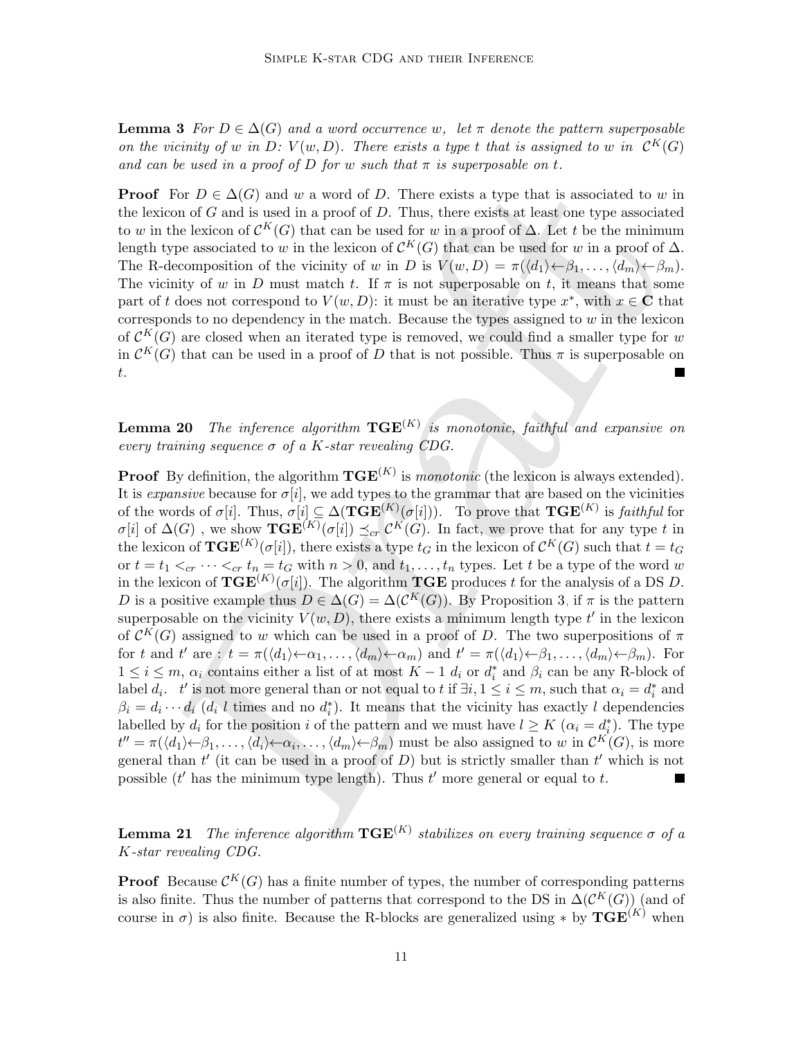**Lemma 3** *For $D \in \Delta(G)$ and a word occurrence $w$, let $\pi$ denote the pattern superposable on the vicinity of $w$ in $D$: $V(w, D)$. There exists a type $t$ that is assigned to $w$ in $\mathcal{C}^K(G)$ and can be used in a proof of $D$ for $w$ such that $\pi$ is superposable on $t$.*

**Proof** For $D \in \Delta(G)$ and $w$ a word of $D$. There exists a type that is associated to $w$ in the lexicon of $G$ and is used in a proof of $D$. Thus, there exists at least one type associated to $w$ in the lexicon of $\mathcal{C}^K(G)$ that can be used for $w$ in a proof of $\Delta$. Let $t$ be the minimum length type associated to $w$ in the lexicon of $\mathcal{C}^K(G)$ that can be used for $w$ in a proof of $\Delta$. The R-decomposition of the vicinity of $w$ in $D$ is $V(w, D) = \pi(\langle d_1 \rangle \leftarrow \beta_1, \ldots, \langle d_m \rangle \leftarrow \beta_m)$. The vicinity of $w$ in $D$ must match $t$. If $\pi$ is not superposable on $t$, it means that some part of $t$ does not correspond to $V(w, D)$: it must be an iterative type $x^*$, with $x \in \mathbf{C}$ that corresponds to no dependency in the match. Because the types assigned to $w$ in the lexicon of $\mathcal{C}^K(G)$ are closed when an iterated type is removed, we could find a smaller type for $w$ in $\mathcal{C}^K(G)$ that can be used in a proof of $D$ that is not possible. Thus $\pi$ is superposable on $t$. ∎

**Lemma 20** *The inference algorithm $\mathbf{TGE}^{(K)}$ is monotonic, faithful and expansive on every training sequence $\sigma$ of a $K$-star revealing CDG.*

**Proof** By definition, the algorithm $\mathbf{TGE}^{(K)}$ is *monotonic* (the lexicon is always extended). It is *expansive* because for $\sigma[i]$, we add types to the grammar that are based on the vicinities of the words of $\sigma[i]$. Thus, $\sigma[i] \subseteq \Delta(\mathbf{TGE}^{(K)}(\sigma[i]))$. To prove that $\mathbf{TGE}^{(K)}$ is *faithful* for $\sigma[i]$ of $\Delta(G)$ , we show $\mathbf{TGE}^{(K)}(\sigma[i]) \preceq_{cr} \mathcal{C}^K(G)$. In fact, we prove that for any type $t$ in the lexicon of $\mathbf{TGE}^{(K)}(\sigma[i])$, there exists a type $t_G$ in the lexicon of $\mathcal{C}^K(G)$ such that $t = t_G$ or $t = t_1 <_{cr} \cdots <_{cr} t_n = t_G$ with $n > 0$, and $t_1, \ldots, t_n$ types. Let $t$ be a type of the word $w$ in the lexicon of $\mathbf{TGE}^{(K)}(\sigma[i])$. The algorithm $\mathbf{TGE}$ produces $t$ for the analysis of a DS $D$. $D$ is a positive example thus $D \in \Delta(G) = \Delta(\mathcal{C}^K(G))$. By Proposition 3, if $\pi$ is the pattern superposable on the vicinity $V(w, D)$, there exists a minimum length type $t'$ in the lexicon of $\mathcal{C}^K(G)$ assigned to $w$ which can be used in a proof of $D$. The two superpositions of $\pi$ for $t$ and $t'$ are : $t = \pi(\langle d_1 \rangle \leftarrow \alpha_1, \ldots, \langle d_m \rangle \leftarrow \alpha_m)$ and $t' = \pi(\langle d_1 \rangle \leftarrow \beta_1, \ldots, \langle d_m \rangle \leftarrow \beta_m)$. For $1 \le i \le m$, $\alpha_i$ contains either a list of at most $K - 1$ $d_i$ or $d_i^*$ and $\beta_i$ can be any R-block of label $d_i$. $t'$ is not more general than or not equal to $t$ if $\exists i, 1 \le i \le m$, such that $\alpha_i = d_i^*$ and $\beta_i = d_i \cdots d_i$ ($d_i$ $l$ times and no $d_i^*$). It means that the vicinity has exactly $l$ dependencies labelled by $d_i$ for the position $i$ of the pattern and we must have $l \ge K$ ($\alpha_i = d_i^*$). The type $t'' = \pi(\langle d_1 \rangle \leftarrow \beta_1, \ldots, \langle d_i \rangle \leftarrow \alpha_i, \ldots, \langle d_m \rangle \leftarrow \beta_m)$ must be also assigned to $w$ in $\mathcal{C}^K(G)$, is more general than $t'$ (it can be used in a proof of $D$) but is strictly smaller than $t'$ which is not possible ($t'$ has the minimum type length). Thus $t'$ more general or equal to $t$. ∎

**Lemma 21** *The inference algorithm $\mathbf{TGE}^{(K)}$ stabilizes on every training sequence $\sigma$ of a $K$-star revealing CDG.*

**Proof** Because $\mathcal{C}^K(G)$ has a finite number of types, the number of corresponding patterns is also finite. Thus the number of patterns that correspond to the DS in $\Delta(\mathcal{C}^K(G))$ (and of course in $\sigma$) is also finite. Because the R-blocks are generalized using $*$ by $\mathbf{TGE}^{(K)}$ when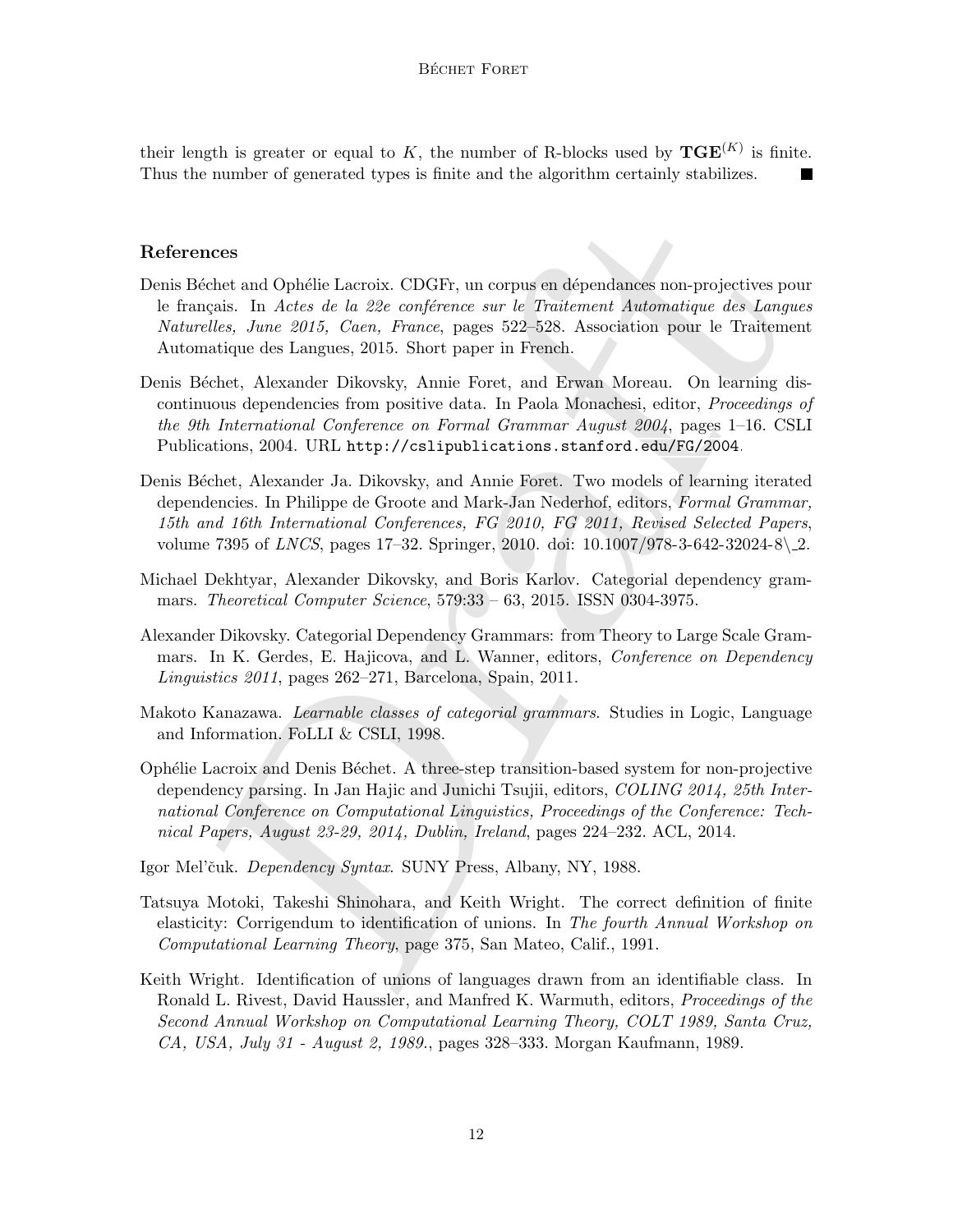their length is greater or equal to $K$, the number of R-blocks used by $\mathbf{TGE}^{(K)}$ is finite. Thus the number of generated types is finite and the algorithm certainly stabilizes. ∎

## References

Denis Béchet and Ophélie Lacroix. CDGFr, un corpus en dépendances non-projectives pour le français. In *Actes de la 22e conférence sur le Traitement Automatique des Langues Naturelles, June 2015, Caen, France*, pages 522–528. Association pour le Traitement Automatique des Langues, 2015. Short paper in French.

Denis Béchet, Alexander Dikovsky, Annie Foret, and Erwan Moreau. On learning discontinuous dependencies from positive data. In Paola Monachesi, editor, *Proceedings of the 9th International Conference on Formal Grammar August 2004*, pages 1–16. CSLI Publications, 2004. URL http://cslipublications.stanford.edu/FG/2004.

Denis Béchet, Alexander Ja. Dikovsky, and Annie Foret. Two models of learning iterated dependencies. In Philippe de Groote and Mark-Jan Nederhof, editors, *Formal Grammar, 15th and 16th International Conferences, FG 2010, FG 2011, Revised Selected Papers*, volume 7395 of *LNCS*, pages 17–32. Springer, 2010. doi: 10.1007/978-3-642-32024-8\_2.

Michael Dekhtyar, Alexander Dikovsky, and Boris Karlov. Categorial dependency grammars. *Theoretical Computer Science*, 579:33 – 63, 2015. ISSN 0304-3975.

Alexander Dikovsky. Categorial Dependency Grammars: from Theory to Large Scale Grammars. In K. Gerdes, E. Hajicova, and L. Wanner, editors, *Conference on Dependency Linguistics 2011*, pages 262–271, Barcelona, Spain, 2011.

Makoto Kanazawa. *Learnable classes of categorial grammars*. Studies in Logic, Language and Information. FoLLI & CSLI, 1998.

Ophélie Lacroix and Denis Béchet. A three-step transition-based system for non-projective dependency parsing. In Jan Hajic and Junichi Tsujii, editors, *COLING 2014, 25th International Conference on Computational Linguistics, Proceedings of the Conference: Technical Papers, August 23-29, 2014, Dublin, Ireland*, pages 224–232. ACL, 2014.

Igor Mel'čuk. *Dependency Syntax*. SUNY Press, Albany, NY, 1988.

Tatsuya Motoki, Takeshi Shinohara, and Keith Wright. The correct definition of finite elasticity: Corrigendum to identification of unions. In *The fourth Annual Workshop on Computational Learning Theory*, page 375, San Mateo, Calif., 1991.

Keith Wright. Identification of unions of languages drawn from an identifiable class. In Ronald L. Rivest, David Haussler, and Manfred K. Warmuth, editors, *Proceedings of the Second Annual Workshop on Computational Learning Theory, COLT 1989, Santa Cruz, CA, USA, July 31 - August 2, 1989.*, pages 328–333. Morgan Kaufmann, 1989.